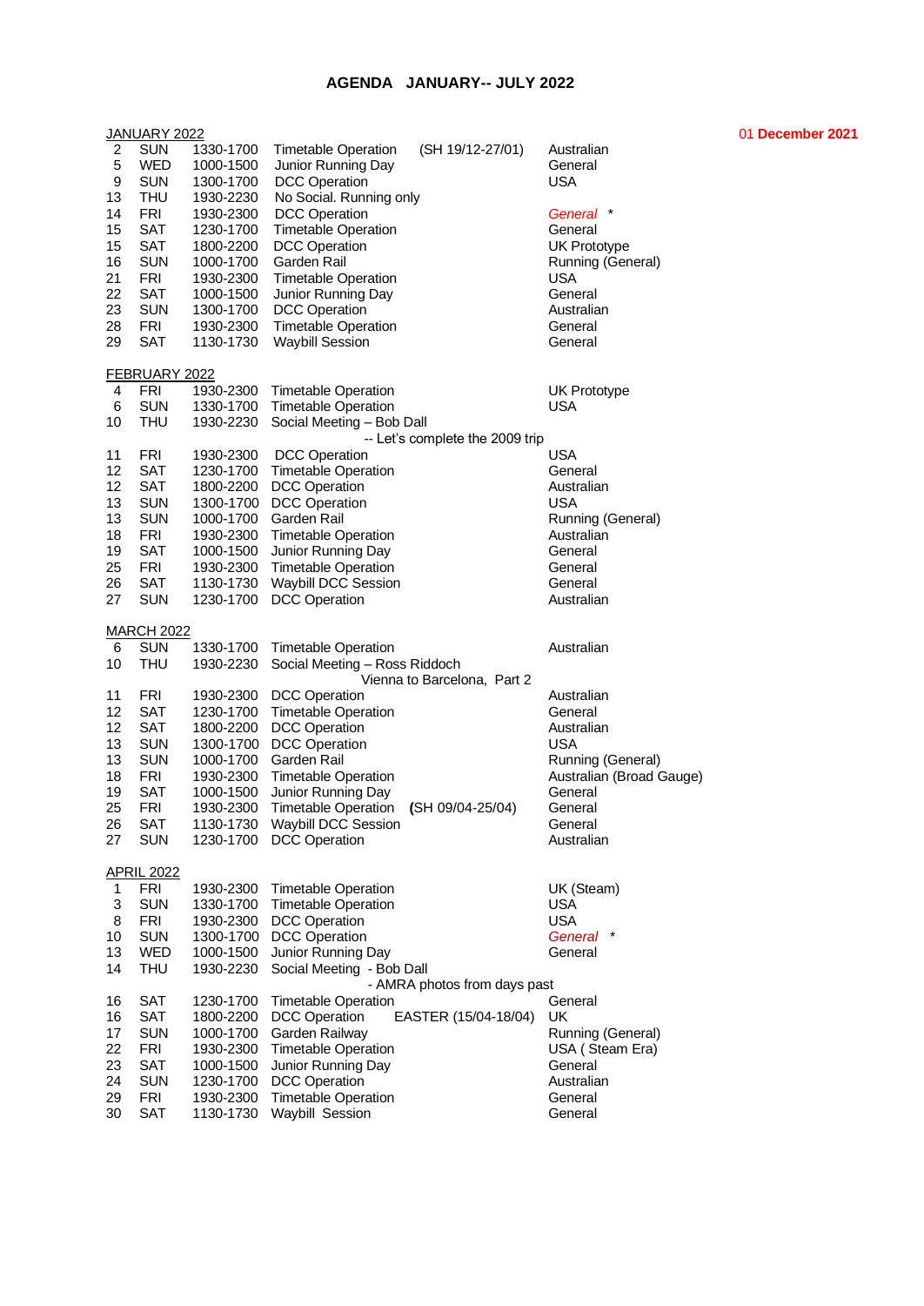# AGENDA JANUARY-- JULY 2022

01 December 2021

## JANUARY 2022

| | | | | |
|---|---|---|---|---|
| 2 | SUN | 1330-1700 | Timetable Operation (SH 19/12-27/01) | Australian |
| 5 | WED | 1000-1500 | Junior Running Day | General |
| 9 | SUN | 1300-1700 | DCC Operation | USA |
| 13 | THU | 1930-2230 | No Social. Running only | |
| 14 | FRI | 1930-2300 | DCC Operation | *General* * |
| 15 | SAT | 1230-1700 | Timetable Operation | General |
| 15 | SAT | 1800-2200 | DCC Operation | UK Prototype |
| 16 | SUN | 1000-1700 | Garden Rail | Running (General) |
| 21 | FRI | 1930-2300 | Timetable Operation | USA |
| 22 | SAT | 1000-1500 | Junior Running Day | General |
| 23 | SUN | 1300-1700 | DCC Operation | Australian |
| 28 | FRI | 1930-2300 | Timetable Operation | General |
| 29 | SAT | 1130-1730 | Waybill Session | General |

## FEBRUARY 2022

| | | | | |
|---|---|---|---|---|
| 4 | FRI | 1930-2300 | Timetable Operation | UK Prototype |
| 6 | SUN | 1330-1700 | Timetable Operation | USA |
| 10 | THU | 1930-2230 | Social Meeting – Bob Dall -- Let's complete the 2009 trip | |
| 11 | FRI | 1930-2300 | DCC Operation | USA |
| 12 | SAT | 1230-1700 | Timetable Operation | General |
| 12 | SAT | 1800-2200 | DCC Operation | Australian |
| 13 | SUN | 1300-1700 | DCC Operation | USA |
| 13 | SUN | 1000-1700 | Garden Rail | Running (General) |
| 18 | FRI | 1930-2300 | Timetable Operation | Australian |
| 19 | SAT | 1000-1500 | Junior Running Day | General |
| 25 | FRI | 1930-2300 | Timetable Operation | General |
| 26 | SAT | 1130-1730 | Waybill DCC Session | General |
| 27 | SUN | 1230-1700 | DCC Operation | Australian |

## MARCH 2022

| | | | | |
|---|---|---|---|---|
| 6 | SUN | 1330-1700 | Timetable Operation | Australian |
| 10 | THU | 1930-2230 | Social Meeting – Ross Riddoch Vienna to Barcelona, Part 2 | |
| 11 | FRI | 1930-2300 | DCC Operation | Australian |
| 12 | SAT | 1230-1700 | Timetable Operation | General |
| 12 | SAT | 1800-2200 | DCC Operation | Australian |
| 13 | SUN | 1300-1700 | DCC Operation | USA |
| 13 | SUN | 1000-1700 | Garden Rail | Running (General) |
| 18 | FRI | 1930-2300 | Timetable Operation | Australian (Broad Gauge) |
| 19 | SAT | 1000-1500 | Junior Running Day | General |
| 25 | FRI | 1930-2300 | Timetable Operation (SH 09/04-25/04) | General |
| 26 | SAT | 1130-1730 | Waybill DCC Session | General |
| 27 | SUN | 1230-1700 | DCC Operation | Australian |

## APRIL 2022

| | | | | |
|---|---|---|---|---|
| 1 | FRI | 1930-2300 | Timetable Operation | UK (Steam) |
| 3 | SUN | 1330-1700 | Timetable Operation | USA |
| 8 | FRI | 1930-2300 | DCC Operation | USA |
| 10 | SUN | 1300-1700 | DCC Operation | *General* * |
| 13 | WED | 1000-1500 | Junior Running Day | General |
| 14 | THU | 1930-2230 | Social Meeting - Bob Dall - AMRA photos from days past | |
| 16 | SAT | 1230-1700 | Timetable Operation | General |
| 16 | SAT | 1800-2200 | DCC Operation EASTER (15/04-18/04) | UK |
| 17 | SUN | 1000-1700 | Garden Railway | Running (General) |
| 22 | FRI | 1930-2300 | Timetable Operation | USA ( Steam Era) |
| 23 | SAT | 1000-1500 | Junior Running Day | General |
| 24 | SUN | 1230-1700 | DCC Operation | Australian |
| 29 | FRI | 1930-2300 | Timetable Operation | General |
| 30 | SAT | 1130-1730 | Waybill Session | General |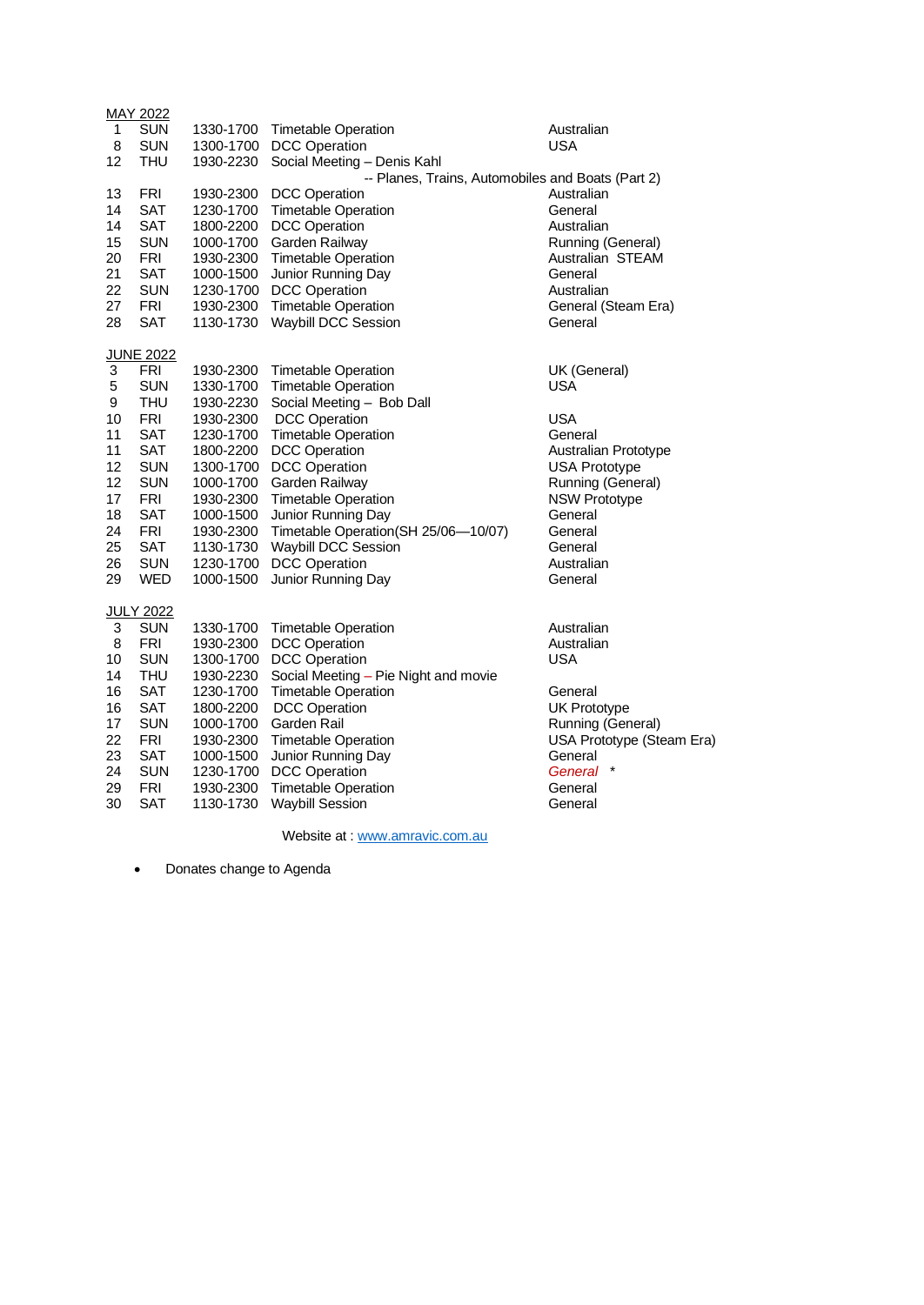MAY 2022

| | | | | |
|---|---|---|---|---|
| 1 | SUN | 1330-1700 | Timetable Operation | Australian |
| 8 | SUN | 1300-1700 | DCC Operation | USA |
| 12 | THU | 1930-2230 | Social Meeting – Denis Kahl -- Planes, Trains, Automobiles and Boats (Part 2) | |
| 13 | FRI | 1930-2300 | DCC Operation | Australian |
| 14 | SAT | 1230-1700 | Timetable Operation | General |
| 14 | SAT | 1800-2200 | DCC Operation | Australian |
| 15 | SUN | 1000-1700 | Garden Railway | Running (General) |
| 20 | FRI | 1930-2300 | Timetable Operation | Australian STEAM |
| 21 | SAT | 1000-1500 | Junior Running Day | General |
| 22 | SUN | 1230-1700 | DCC Operation | Australian |
| 27 | FRI | 1930-2300 | Timetable Operation | General (Steam Era) |
| 28 | SAT | 1130-1730 | Waybill DCC Session | General |

JUNE 2022

| | | | | |
|---|---|---|---|---|
| 3 | FRI | 1930-2300 | Timetable Operation | UK (General) |
| 5 | SUN | 1330-1700 | Timetable Operation | USA |
| 9 | THU | 1930-2230 | Social Meeting – Bob Dall | |
| 10 | FRI | 1930-2300 | DCC Operation | USA |
| 11 | SAT | 1230-1700 | Timetable Operation | General |
| 11 | SAT | 1800-2200 | DCC Operation | Australian Prototype |
| 12 | SUN | 1300-1700 | DCC Operation | USA Prototype |
| 12 | SUN | 1000-1700 | Garden Railway | Running (General) |
| 17 | FRI | 1930-2300 | Timetable Operation | NSW Prototype |
| 18 | SAT | 1000-1500 | Junior Running Day | General |
| 24 | FRI | 1930-2300 | Timetable Operation(SH 25/06—10/07) | General |
| 25 | SAT | 1130-1730 | Waybill DCC Session | General |
| 26 | SUN | 1230-1700 | DCC Operation | Australian |
| 29 | WED | 1000-1500 | Junior Running Day | General |

JULY 2022

| | | | | |
|---|---|---|---|---|
| 3 | SUN | 1330-1700 | Timetable Operation | Australian |
| 8 | FRI | 1930-2300 | DCC Operation | Australian |
| 10 | SUN | 1300-1700 | DCC Operation | USA |
| 14 | THU | 1930-2230 | Social Meeting – Pie Night and movie | |
| 16 | SAT | 1230-1700 | Timetable Operation | General |
| 16 | SAT | 1800-2200 | DCC Operation | UK Prototype |
| 17 | SUN | 1000-1700 | Garden Rail | Running (General) |
| 22 | FRI | 1930-2300 | Timetable Operation | USA Prototype (Steam Era) |
| 23 | SAT | 1000-1500 | Junior Running Day | General |
| 24 | SUN | 1230-1700 | DCC Operation | *General* * |
| 29 | FRI | 1930-2300 | Timetable Operation | General |
| 30 | SAT | 1130-1730 | Waybill Session | General |

Website at : www.amravic.com.au

- Donates change to Agenda